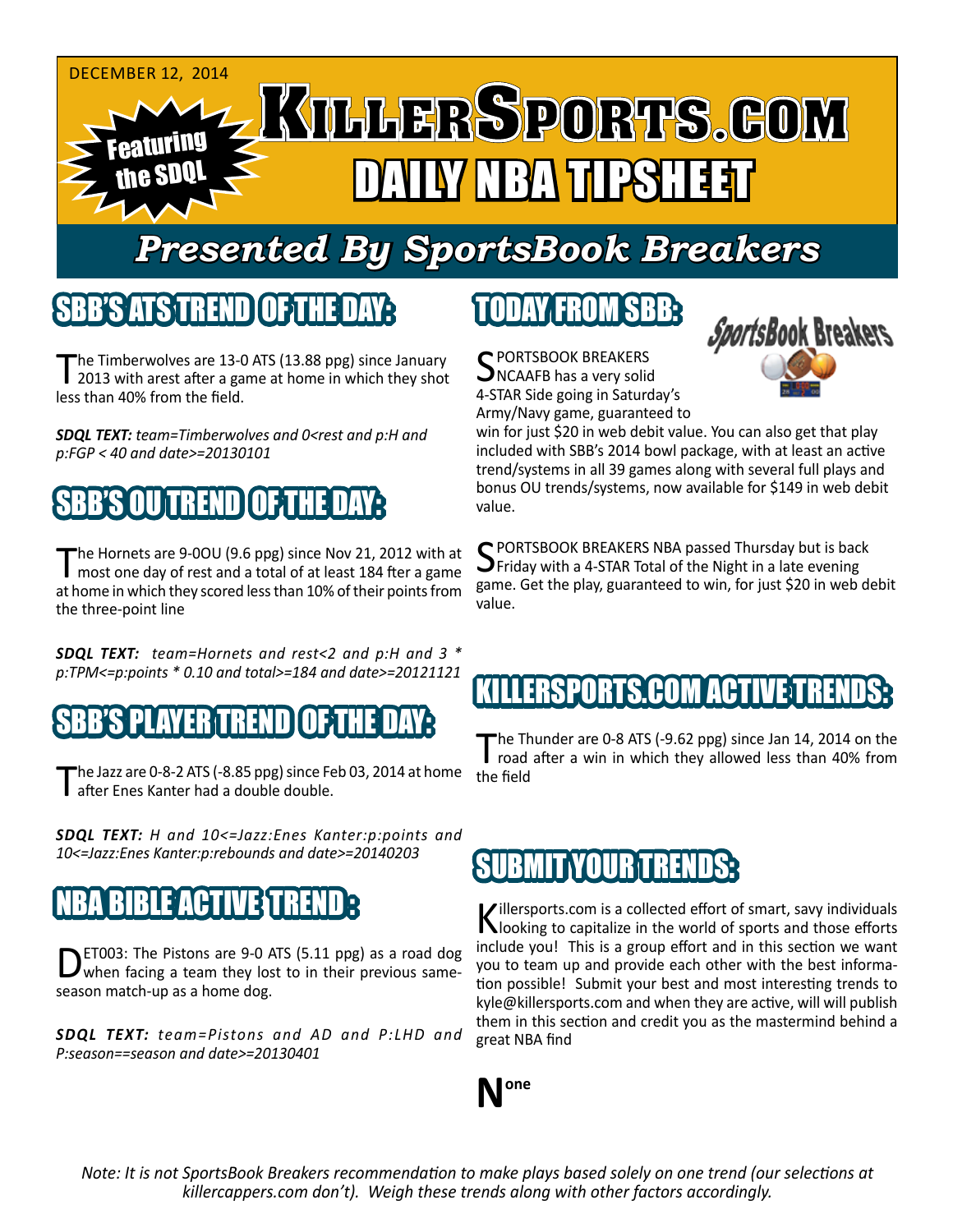DECEMBER 12, 2014

Featuring the SDQL

# KillerSports.com DAILY NBA TIPSHEET

## Presented By SportsBook Breakers

## SBB'S ATS TREND OF THE DAY:

The Timberwolves are 13-0 ATS (13.88 ppg) since January 2013 with arest after a game at home in which they shot less than 40% from the field.

***SDQL TEXT:*** *team=Timberwolves and 0<rest and p:H and p:FGP < 40 and date>=20130101*

## SBB'S OU TREND OF THE DAY:

The Hornets are 9-0OU (9.6 ppg) since Nov 21, 2012 with at most one day of rest and a total of at least 184 fter a game at home in which they scored less than 10% of their points from the three-point line

***SDQL TEXT:*** *team=Hornets and rest<2 and p:H and 3 * p:TPM<=p:points * 0.10 and total>=184 and date>=20121121*

## SBB'S PLAYER TREND OF THE DAY:

The Jazz are 0-8-2 ATS (-8.85 ppg) since Feb 03, 2014 at home after Enes Kanter had a double double.

***SDQL TEXT:*** *H and 10<=Jazz:Enes Kanter:p:points and 10<=Jazz:Enes Kanter:p:rebounds and date>=20140203*

## NBA BIBLE ACTIVE TREND:

DET003: The Pistons are 9-0 ATS (5.11 ppg) as a road dog when facing a team they lost to in their previous same-season match-up as a home dog.

***SDQL TEXT:*** *team=Pistons and AD and P:LHD and P:season==season and date>=20130401*

## TODAY FROM SBB:

SportsBook Breakers

SPORTSBOOK BREAKERS NCAAFB has a very solid 4-STAR Side going in Saturday's Army/Navy game, guaranteed to win for just $20 in web debit value. You can also get that play included with SBB's 2014 bowl package, with at least an active trend/systems in all 39 games along with several full plays and bonus OU trends/systems, now available for $149 in web debit value.

SPORTSBOOK BREAKERS NBA passed Thursday but is back Friday with a 4-STAR Total of the Night in a late evening game. Get the play, guaranteed to win, for just $20 in web debit value.

## KILLERSPORTS.COM ACTIVE TRENDS:

The Thunder are 0-8 ATS (-9.62 ppg) since Jan 14, 2014 on the road after a win in which they allowed less than 40% from the field

## SUBMIT YOUR TRENDS:

Killersports.com is a collected effort of smart, savy individuals looking to capitalize in the world of sports and those efforts include you! This is a group effort and in this section we want you to team up and provide each other with the best information possible! Submit your best and most interesting trends to kyle@killersports.com and when they are active, will will publish them in this section and credit you as the mastermind behind a great NBA find

**None**

*Note: It is not SportsBook Breakers recommendation to make plays based solely on one trend (our selections at killercappers.com don't). Weigh these trends along with other factors accordingly.*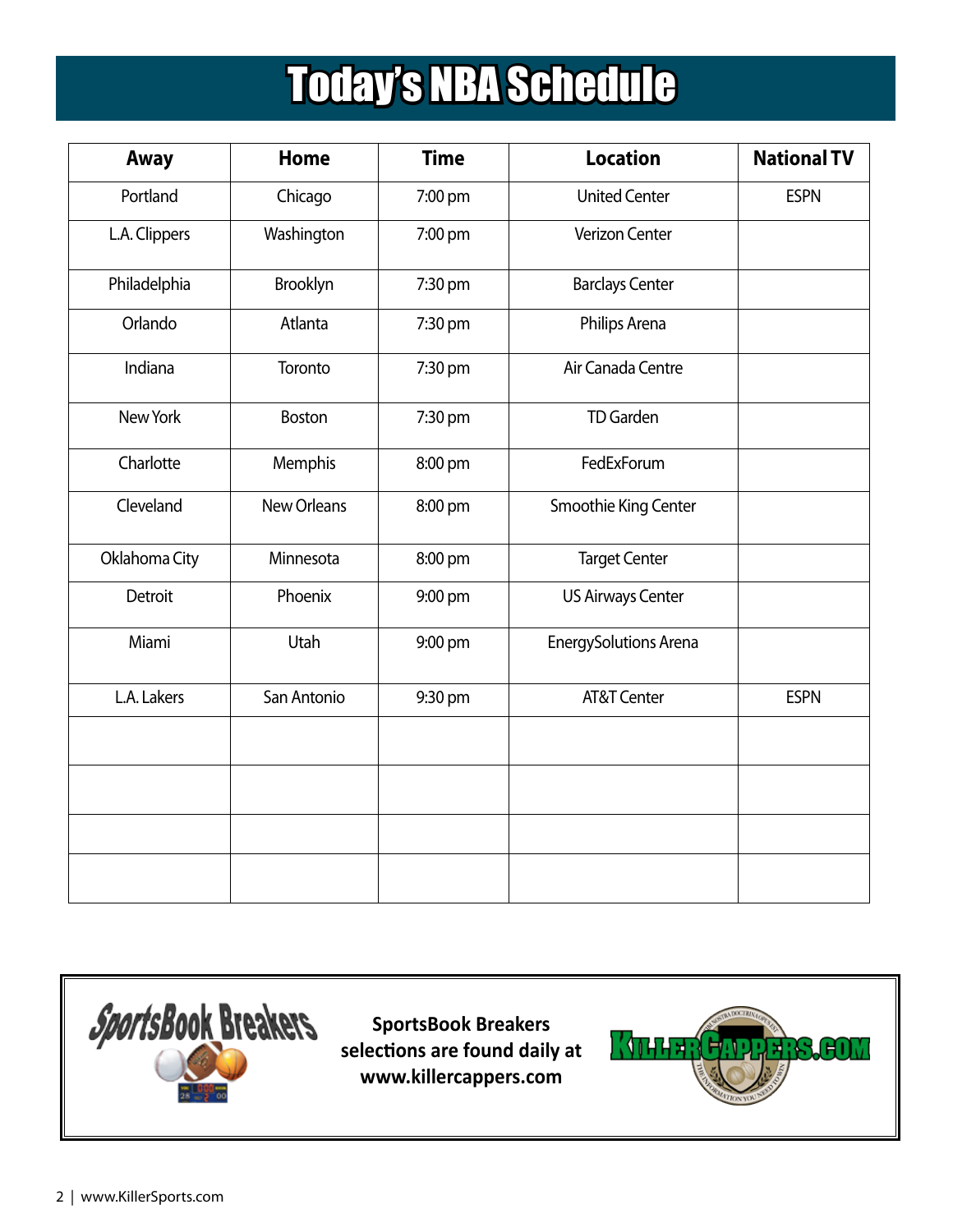# Today's NBA Schedule

| Away | Home | Time | Location | National TV |
|---|---|---|---|---|
| Portland | Chicago | 7:00 pm | United Center | ESPN |
| L.A. Clippers | Washington | 7:00 pm | Verizon Center | |
| Philadelphia | Brooklyn | 7:30 pm | Barclays Center | |
| Orlando | Atlanta | 7:30 pm | Philips Arena | |
| Indiana | Toronto | 7:30 pm | Air Canada Centre | |
| New York | Boston | 7:30 pm | TD Garden | |
| Charlotte | Memphis | 8:00 pm | FedExForum | |
| Cleveland | New Orleans | 8:00 pm | Smoothie King Center | |
| Oklahoma City | Minnesota | 8:00 pm | Target Center | |
| Detroit | Phoenix | 9:00 pm | US Airways Center | |
| Miami | Utah | 9:00 pm | EnergySolutions Arena | |
| L.A. Lakers | San Antonio | 9:30 pm | AT&T Center | ESPN |
| | | | | |
| | | | | |
| | | | | |
| | | | | |

SportsBook Breakers

**SportsBook Breakers selections are found daily at www.killercappers.com**

KILLERCAPPERS.COM